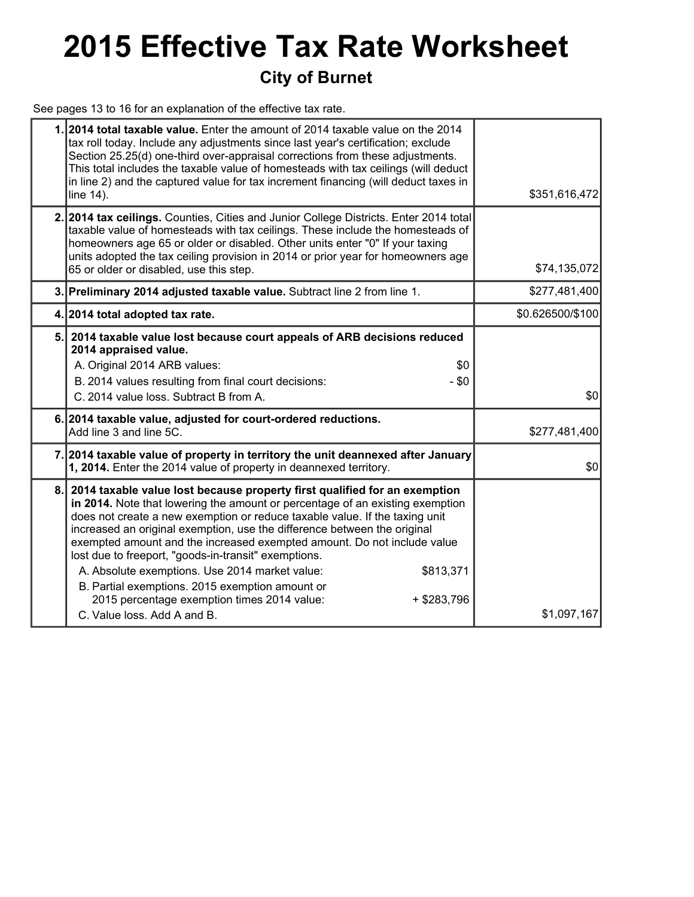# 2015 Effective Tax Rate Worksheet

## City of Burnet

See pages 13 to 16 for an explanation of the effective tax rate.

| | | |
|---|---|---|
| 1. | **2014 total taxable value.** Enter the amount of 2014 taxable value on the 2014 tax roll today. Include any adjustments since last year's certification; exclude Section 25.25(d) one-third over-appraisal corrections from these adjustments. This total includes the taxable value of homesteads with tax ceilings (will deduct in line 2) and the captured value for tax increment financing (will deduct taxes in line 14). | $351,616,472 |
| 2. | **2014 tax ceilings.** Counties, Cities and Junior College Districts. Enter 2014 total taxable value of homesteads with tax ceilings. These include the homesteads of homeowners age 65 or older or disabled. Other units enter "0" If your taxing units adopted the tax ceiling provision in 2014 or prior year for homeowners age 65 or older or disabled, use this step. | $74,135,072 |
| 3. | **Preliminary 2014 adjusted taxable value.** Subtract line 2 from line 1. | $277,481,400 |
| 4. | **2014 total adopted tax rate.** | $0.626500/$100 |
| 5. | **2014 taxable value lost because court appeals of ARB decisions reduced 2014 appraised value.**<br>A. Original 2014 ARB values: $0<br>B. 2014 values resulting from final court decisions: - $0<br>C. 2014 value loss. Subtract B from A. | $0 |
| 6. | **2014 taxable value, adjusted for court-ordered reductions.** Add line 3 and line 5C. | $277,481,400 |
| 7. | **2014 taxable value of property in territory the unit deannexed after January 1, 2014.** Enter the 2014 value of property in deannexed territory. | $0 |
| 8. | **2014 taxable value lost because property first qualified for an exemption in 2014.** Note that lowering the amount or percentage of an existing exemption does not create a new exemption or reduce taxable value. If the taxing unit increased an original exemption, use the difference between the original exempted amount and the increased exempted amount. Do not include value lost due to freeport, "goods-in-transit" exemptions.<br>A. Absolute exemptions. Use 2014 market value: $813,371<br>B. Partial exemptions. 2015 exemption amount or 2015 percentage exemption times 2014 value: + $283,796<br>C. Value loss. Add A and B. | $1,097,167 |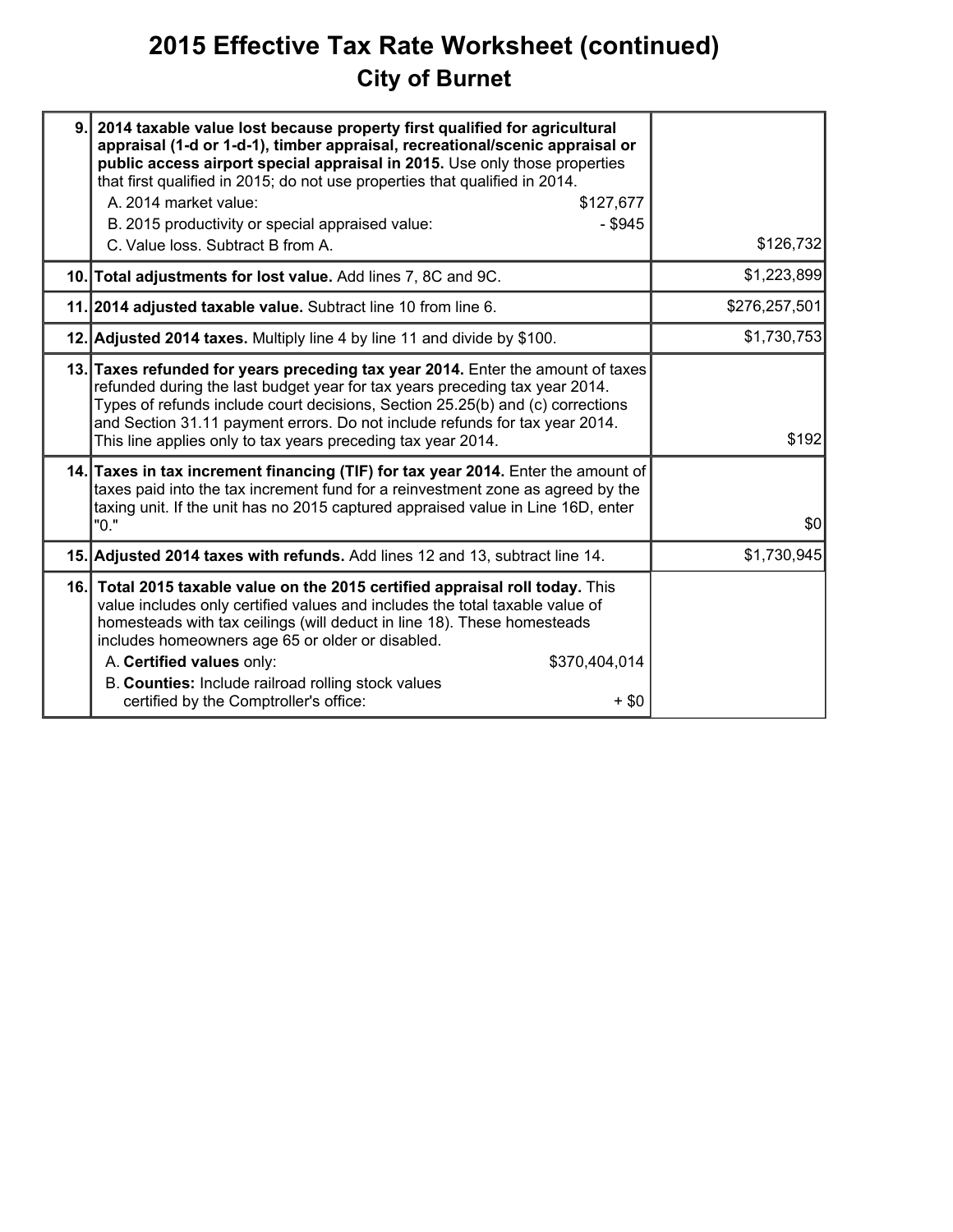# 2015 Effective Tax Rate Worksheet (continued)

## City of Burnet

| | | |
|---|---|---|
| 9. | **2014 taxable value lost because property first qualified for agricultural appraisal (1-d or 1-d-1), timber appraisal, recreational/scenic appraisal or public access airport special appraisal in 2015.** Use only those properties that first qualified in 2015; do not use properties that qualified in 2014.<br>A. 2014 market value: $127,677<br>B. 2015 productivity or special appraised value: - $945<br>C. Value loss. Subtract B from A. | $126,732 |
| 10. | **Total adjustments for lost value.** Add lines 7, 8C and 9C. | $1,223,899 |
| 11. | **2014 adjusted taxable value.** Subtract line 10 from line 6. | $276,257,501 |
| 12. | **Adjusted 2014 taxes.** Multiply line 4 by line 11 and divide by $100. | $1,730,753 |
| 13. | **Taxes refunded for years preceding tax year 2014.** Enter the amount of taxes refunded during the last budget year for tax years preceding tax year 2014. Types of refunds include court decisions, Section 25.25(b) and (c) corrections and Section 31.11 payment errors. Do not include refunds for tax year 2014. This line applies only to tax years preceding tax year 2014. | $192 |
| 14. | **Taxes in tax increment financing (TIF) for tax year 2014.** Enter the amount of taxes paid into the tax increment fund for a reinvestment zone as agreed by the taxing unit. If the unit has no 2015 captured appraised value in Line 16D, enter "0." | $0 |
| 15. | **Adjusted 2014 taxes with refunds.** Add lines 12 and 13, subtract line 14. | $1,730,945 |
| 16. | **Total 2015 taxable value on the 2015 certified appraisal roll today.** This value includes only certified values and includes the total taxable value of homesteads with tax ceilings (will deduct in line 18). These homesteads includes homeowners age 65 or older or disabled.<br>A. **Certified values** only: $370,404,014<br>B. **Counties:** Include railroad rolling stock values certified by the Comptroller's office: + $0 | |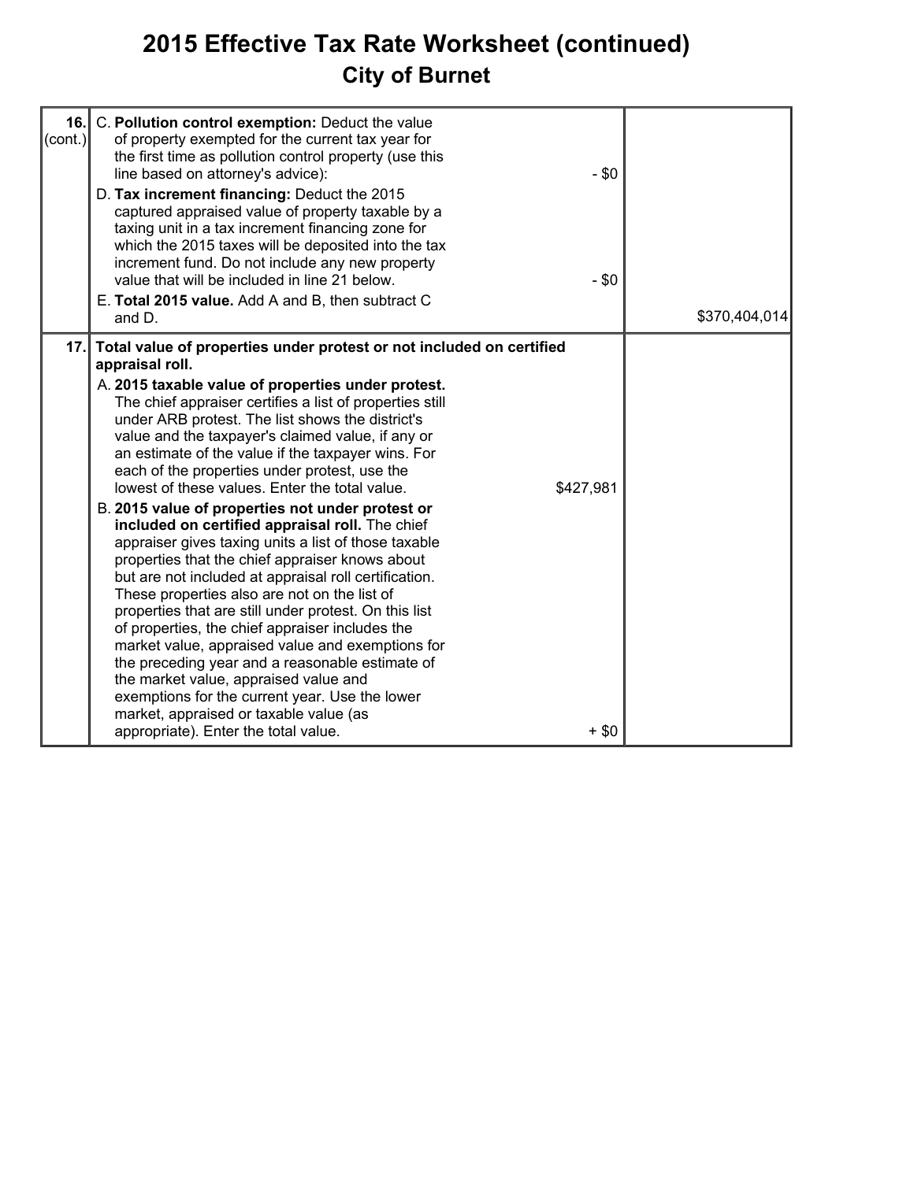# 2015 Effective Tax Rate Worksheet (continued)

## City of Burnet

| Line | Description | Amount | Total |
| --- | --- | --- | --- |
| 16. (cont.) | C. **Pollution control exemption:** Deduct the value of property exempted for the current tax year for the first time as pollution control property (use this line based on attorney's advice): | - $0 | |
| | D. **Tax increment financing:** Deduct the 2015 captured appraised value of property taxable by a taxing unit in a tax increment financing zone for which the 2015 taxes will be deposited into the tax increment fund. Do not include any new property value that will be included in line 21 below. | - $0 | |
| | E. **Total 2015 value.** Add A and B, then subtract C and D. | | $370,404,014 |
| 17. | **Total value of properties under protest or not included on certified appraisal roll.** | | |
| | A. **2015 taxable value of properties under protest.** The chief appraiser certifies a list of properties still under ARB protest. The list shows the district's value and the taxpayer's claimed value, if any or an estimate of the value if the taxpayer wins. For each of the properties under protest, use the lowest of these values. Enter the total value. | $427,981 | |
| | B. **2015 value of properties not under protest or included on certified appraisal roll.** The chief appraiser gives taxing units a list of those taxable properties that the chief appraiser knows about but are not included at appraisal roll certification. These properties also are not on the list of properties that are still under protest. On this list of properties, the chief appraiser includes the market value, appraised value and exemptions for the preceding year and a reasonable estimate of the market value, appraised value and exemptions for the current year. Use the lower market, appraised or taxable value (as appropriate). Enter the total value. | + $0 | |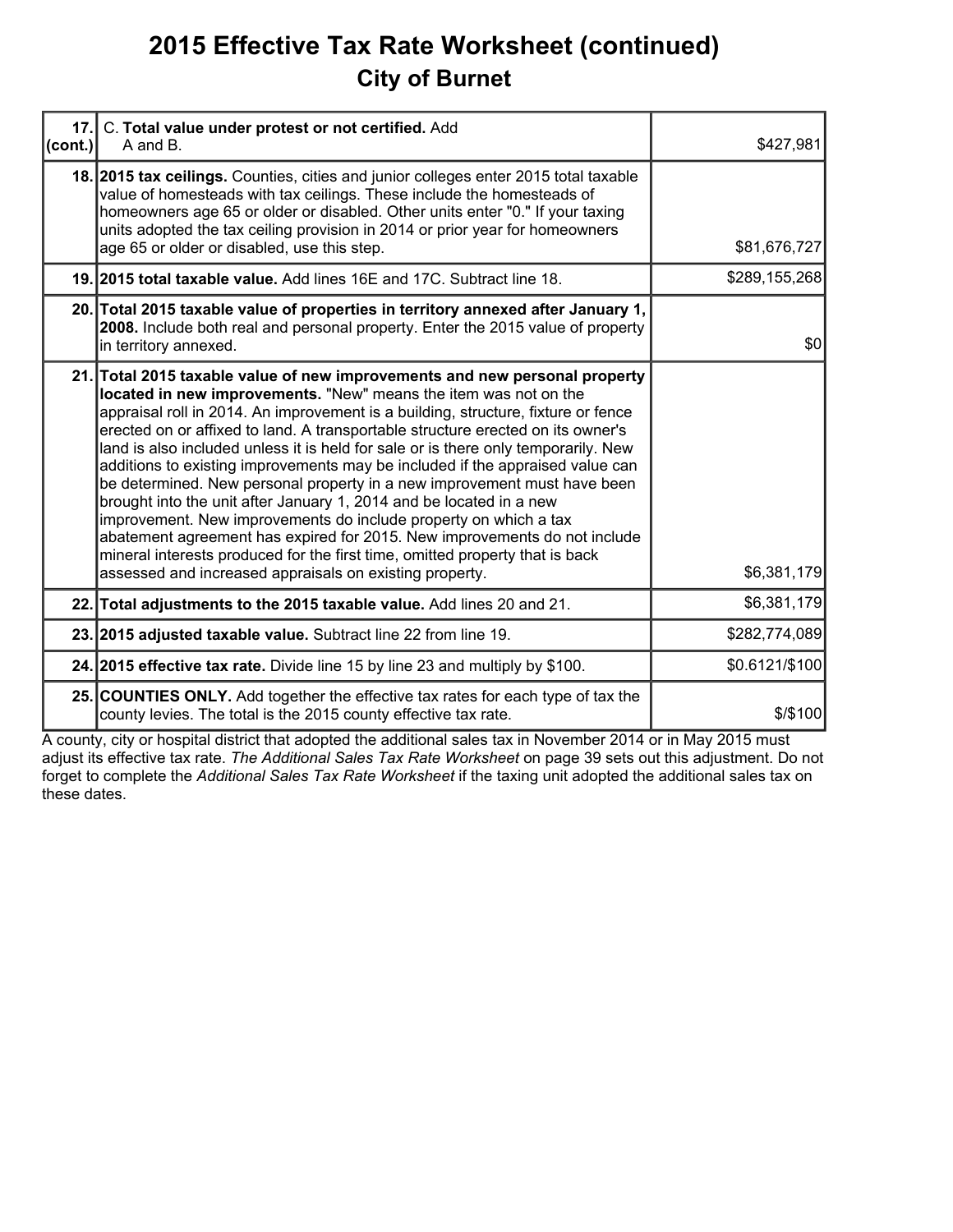# 2015 Effective Tax Rate Worksheet (continued)

## City of Burnet

| | | |
|---|---|---|
| 17. (cont.) | C. **Total value under protest or not certified.** Add A and B. | $427,981 |
| 18. | **2015 tax ceilings.** Counties, cities and junior colleges enter 2015 total taxable value of homesteads with tax ceilings. These include the homesteads of homeowners age 65 or older or disabled. Other units enter "0." If your taxing units adopted the tax ceiling provision in 2014 or prior year for homeowners age 65 or older or disabled, use this step. | $81,676,727 |
| 19. | **2015 total taxable value.** Add lines 16E and 17C. Subtract line 18. | $289,155,268 |
| 20. | **Total 2015 taxable value of properties in territory annexed after January 1, 2008.** Include both real and personal property. Enter the 2015 value of property in territory annexed. | $0 |
| 21. | **Total 2015 taxable value of new improvements and new personal property located in new improvements.** "New" means the item was not on the appraisal roll in 2014. An improvement is a building, structure, fixture or fence erected on or affixed to land. A transportable structure erected on its owner's land is also included unless it is held for sale or is there only temporarily. New additions to existing improvements may be included if the appraised value can be determined. New personal property in a new improvement must have been brought into the unit after January 1, 2014 and be located in a new improvement. New improvements do include property on which a tax abatement agreement has expired for 2015. New improvements do not include mineral interests produced for the first time, omitted property that is back assessed and increased appraisals on existing property. | $6,381,179 |
| 22. | **Total adjustments to the 2015 taxable value.** Add lines 20 and 21. | $6,381,179 |
| 23. | **2015 adjusted taxable value.** Subtract line 22 from line 19. | $282,774,089 |
| 24. | **2015 effective tax rate.** Divide line 15 by line 23 and multiply by $100. | $0.6121/$100 |
| 25. | **COUNTIES ONLY.** Add together the effective tax rates for each type of tax the county levies. The total is the 2015 county effective tax rate. | $/$100 |

A county, city or hospital district that adopted the additional sales tax in November 2014 or in May 2015 must adjust its effective tax rate. *The Additional Sales Tax Rate Worksheet* on page 39 sets out this adjustment. Do not forget to complete the *Additional Sales Tax Rate Worksheet* if the taxing unit adopted the additional sales tax on these dates.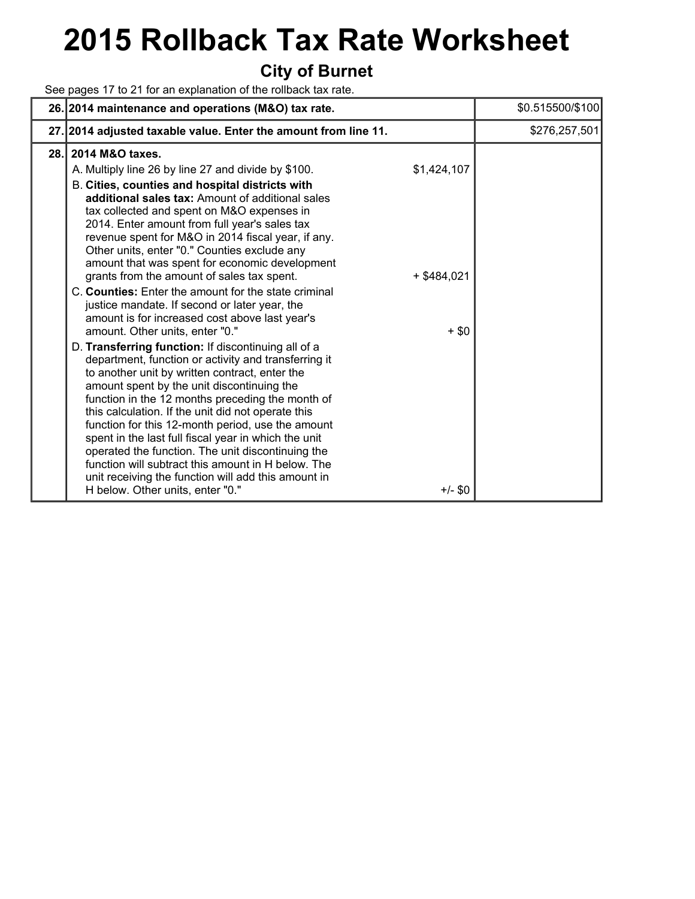# 2015 Rollback Tax Rate Worksheet

## City of Burnet

See pages 17 to 21 for an explanation of the rollback tax rate.

| Line | Description | Amount | Total |
|---|---|---|---|
| 26. | **2014 maintenance and operations (M&O) tax rate.** | | $0.515500/$100 |
| 27. | **2014 adjusted taxable value. Enter the amount from line 11.** | | $276,257,501 |
| 28. | **2014 M&O taxes.** | | |
| | A. Multiply line 26 by line 27 and divide by $100. | $1,424,107 | |
| | B. **Cities, counties and hospital districts with additional sales tax:** Amount of additional sales tax collected and spent on M&O expenses in 2014. Enter amount from full year's sales tax revenue spent for M&O in 2014 fiscal year, if any. Other units, enter "0." Counties exclude any amount that was spent for economic development grants from the amount of sales tax spent. | + $484,021 | |
| | C. **Counties:** Enter the amount for the state criminal justice mandate. If second or later year, the amount is for increased cost above last year's amount. Other units, enter "0." | + $0 | |
| | D. **Transferring function:** If discontinuing all of a department, function or activity and transferring it to another unit by written contract, enter the amount spent by the unit discontinuing the function in the 12 months preceding the month of this calculation. If the unit did not operate this function for this 12-month period, use the amount spent in the last full fiscal year in which the unit operated the function. The unit discontinuing the function will subtract this amount in H below. The unit receiving the function will add this amount in H below. Other units, enter "0." | +/- $0 | |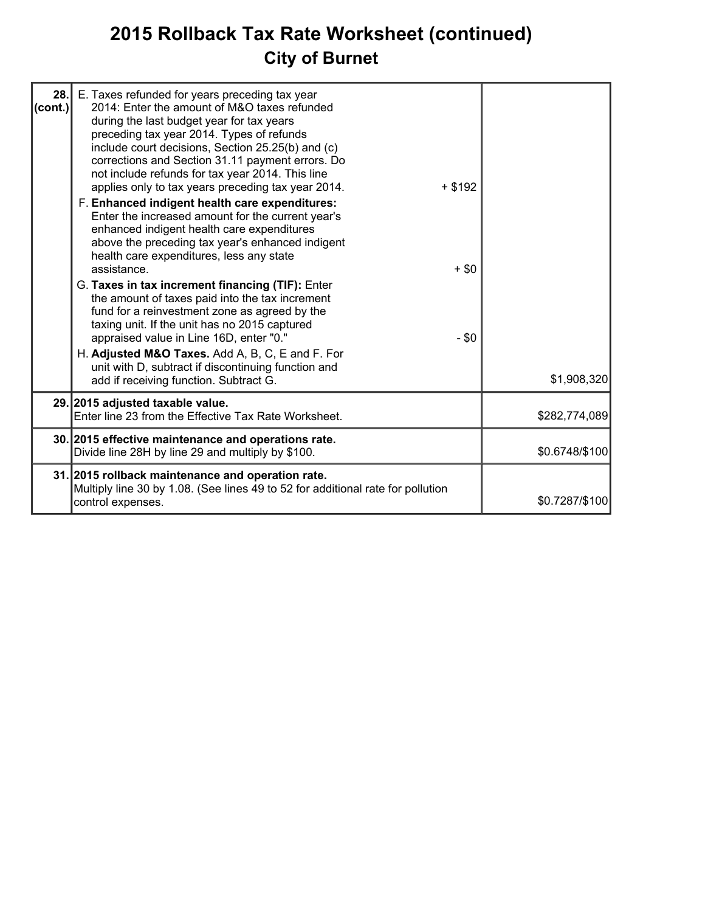# 2015 Rollback Tax Rate Worksheet (continued)

## City of Burnet

| Line | Description | Sub-amount | Amount |
|---|---|---|---|
| 28. (cont.) | E. Taxes refunded for years preceding tax year 2014: Enter the amount of M&O taxes refunded during the last budget year for tax years preceding tax year 2014. Types of refunds include court decisions, Section 25.25(b) and (c) corrections and Section 31.11 payment errors. Do not include refunds for tax year 2014. This line applies only to tax years preceding tax year 2014. | + $192 | |
| | F. **Enhanced indigent health care expenditures:** Enter the increased amount for the current year's enhanced indigent health care expenditures above the preceding tax year's enhanced indigent health care expenditures, less any state assistance. | + $0 | |
| | G. **Taxes in tax increment financing (TIF):** Enter the amount of taxes paid into the tax increment fund for a reinvestment zone as agreed by the taxing unit. If the unit has no 2015 captured appraised value in Line 16D, enter "0." | - $0 | |
| | H. **Adjusted M&O Taxes.** Add A, B, C, E and F. For unit with D, subtract if discontinuing function and add if receiving function. Subtract G. | | $1,908,320 |
| 29. | **2015 adjusted taxable value.** Enter line 23 from the Effective Tax Rate Worksheet. | | $282,774,089 |
| 30. | **2015 effective maintenance and operations rate.** Divide line 28H by line 29 and multiply by $100. | | $0.6748/$100 |
| 31. | **2015 rollback maintenance and operation rate.** Multiply line 30 by 1.08. (See lines 49 to 52 for additional rate for pollution control expenses. | | $0.7287/$100 |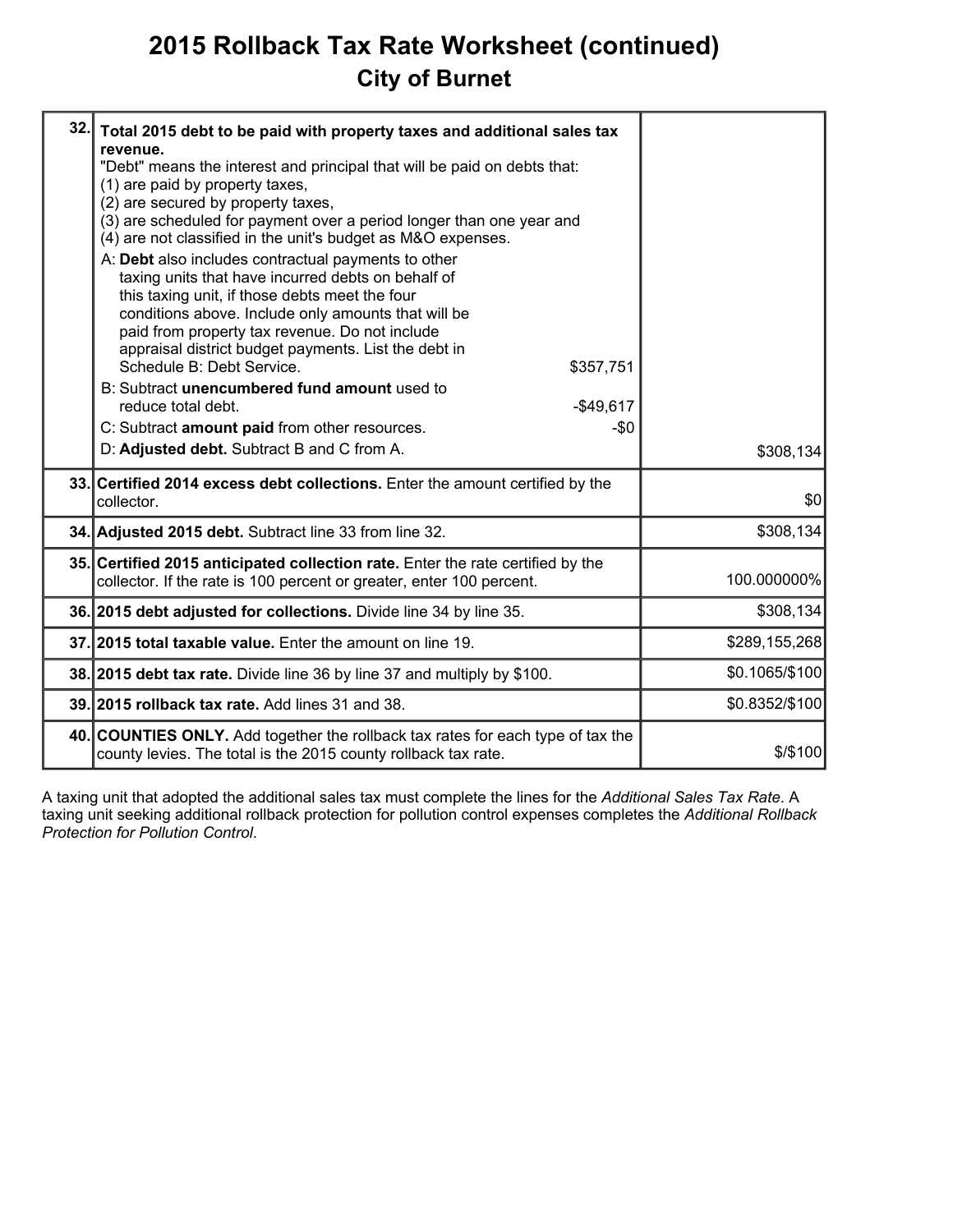# 2015 Rollback Tax Rate Worksheet (continued)

## City of Burnet

| Line | Description | Amount |
|---|---|---|
| 32. | **Total 2015 debt to be paid with property taxes and additional sales tax revenue.**<br>"Debt" means the interest and principal that will be paid on debts that:<br>(1) are paid by property taxes,<br>(2) are secured by property taxes,<br>(3) are scheduled for payment over a period longer than one year and<br>(4) are not classified in the unit's budget as M&O expenses.<br>A: **Debt** also includes contractual payments to other taxing units that have incurred debts on behalf of this taxing unit, if those debts meet the four conditions above. Include only amounts that will be paid from property tax revenue. Do not include appraisal district budget payments. List the debt in Schedule B: Debt Service. $357,751<br>B: Subtract **unencumbered fund amount** used to reduce total debt. -$49,617<br>C: Subtract **amount paid** from other resources. -$0<br>D: **Adjusted debt.** Subtract B and C from A. | $308,134 |
| 33. | **Certified 2014 excess debt collections.** Enter the amount certified by the collector. | $0 |
| 34. | **Adjusted 2015 debt.** Subtract line 33 from line 32. | $308,134 |
| 35. | **Certified 2015 anticipated collection rate.** Enter the rate certified by the collector. If the rate is 100 percent or greater, enter 100 percent. | 100.000000% |
| 36. | **2015 debt adjusted for collections.** Divide line 34 by line 35. | $308,134 |
| 37. | **2015 total taxable value.** Enter the amount on line 19. | $289,155,268 |
| 38. | **2015 debt tax rate.** Divide line 36 by line 37 and multiply by $100. | $0.1065/$100 |
| 39. | **2015 rollback tax rate.** Add lines 31 and 38. | $0.8352/$100 |
| 40. | **COUNTIES ONLY.** Add together the rollback tax rates for each type of tax the county levies. The total is the 2015 county rollback tax rate. | $/$100 |

A taxing unit that adopted the additional sales tax must complete the lines for the *Additional Sales Tax Rate*. A taxing unit seeking additional rollback protection for pollution control expenses completes the *Additional Rollback Protection for Pollution Control*.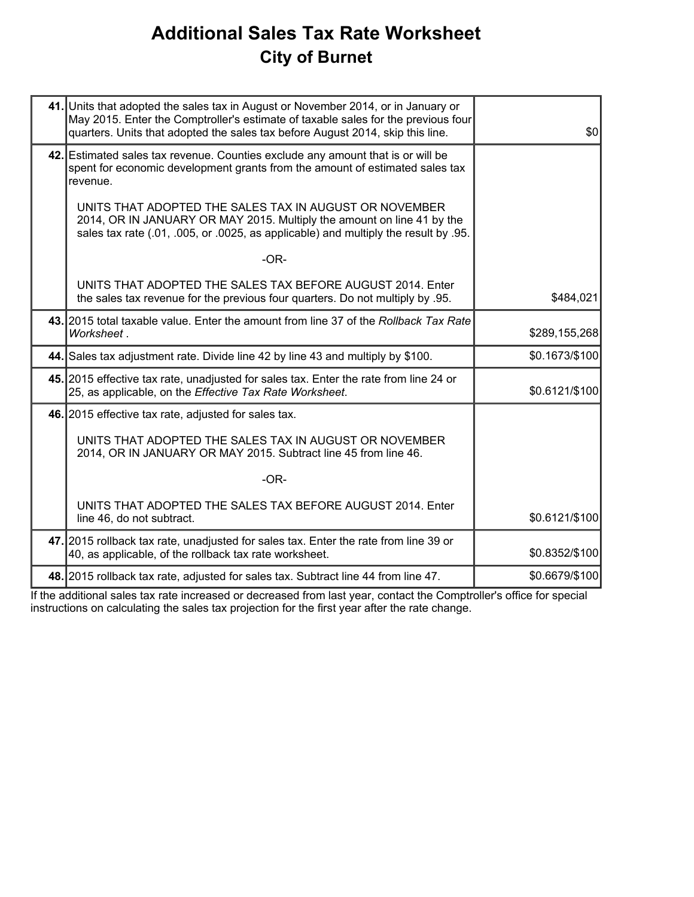# Additional Sales Tax Rate Worksheet

## City of Burnet

| | | |
|---|---|---|
| **41.** | Units that adopted the sales tax in August or November 2014, or in January or May 2015. Enter the Comptroller's estimate of taxable sales for the previous four quarters. Units that adopted the sales tax before August 2014, skip this line. | $0 |
| **42.** | Estimated sales tax revenue. Counties exclude any amount that is or will be spent for economic development grants from the amount of estimated sales tax revenue.<br><br>UNITS THAT ADOPTED THE SALES TAX IN AUGUST OR NOVEMBER 2014, OR IN JANUARY OR MAY 2015. Multiply the amount on line 41 by the sales tax rate (.01, .005, or .0025, as applicable) and multiply the result by .95.<br><br>-OR-<br><br>UNITS THAT ADOPTED THE SALES TAX BEFORE AUGUST 2014. Enter the sales tax revenue for the previous four quarters. Do not multiply by .95. | $484,021 |
| **43.** | 2015 total taxable value. Enter the amount from line 37 of the *Rollback Tax Rate Worksheet* . | $289,155,268 |
| **44.** | Sales tax adjustment rate. Divide line 42 by line 43 and multiply by $100. | $0.1673/$100 |
| **45.** | 2015 effective tax rate, unadjusted for sales tax. Enter the rate from line 24 or 25, as applicable, on the *Effective Tax Rate Worksheet*. | $0.6121/$100 |
| **46.** | 2015 effective tax rate, adjusted for sales tax.<br><br>UNITS THAT ADOPTED THE SALES TAX IN AUGUST OR NOVEMBER 2014, OR IN JANUARY OR MAY 2015. Subtract line 45 from line 46.<br><br>-OR-<br><br>UNITS THAT ADOPTED THE SALES TAX BEFORE AUGUST 2014. Enter line 46, do not subtract. | $0.6121/$100 |
| **47.** | 2015 rollback tax rate, unadjusted for sales tax. Enter the rate from line 39 or 40, as applicable, of the rollback tax rate worksheet. | $0.8352/$100 |
| **48.** | 2015 rollback tax rate, adjusted for sales tax. Subtract line 44 from line 47. | $0.6679/$100 |

If the additional sales tax rate increased or decreased from last year, contact the Comptroller's office for special instructions on calculating the sales tax projection for the first year after the rate change.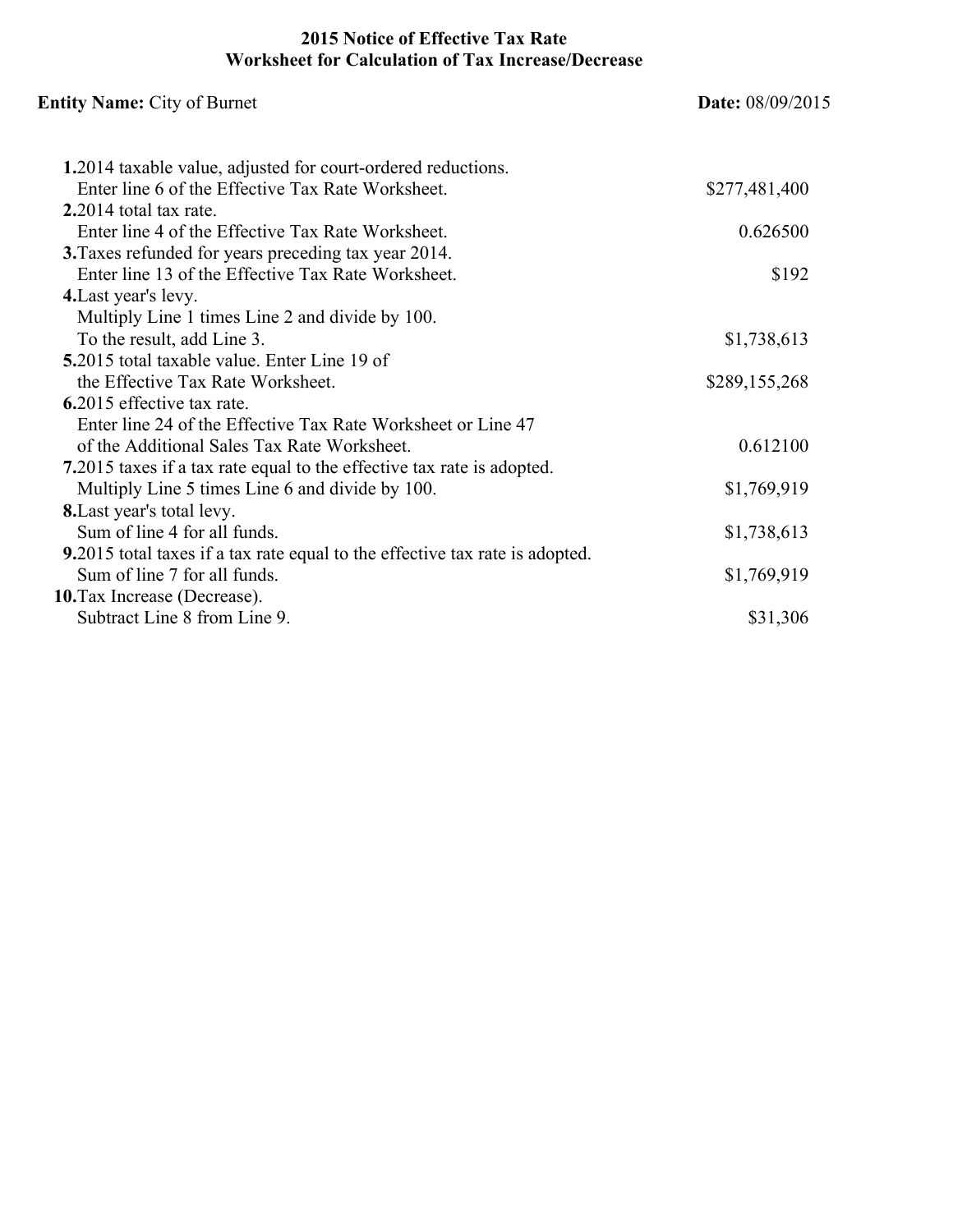**2015 Notice of Effective Tax Rate**
**Worksheet for Calculation of Tax Increase/Decrease**

**Entity Name:** City of Burnet **Date:** 08/09/2015

| | |
|---|---|
| **1.** 2014 taxable value, adjusted for court-ordered reductions. Enter line 6 of the Effective Tax Rate Worksheet. | $277,481,400 |
| **2.** 2014 total tax rate. Enter line 4 of the Effective Tax Rate Worksheet. | 0.626500 |
| **3.** Taxes refunded for years preceding tax year 2014. Enter line 13 of the Effective Tax Rate Worksheet. | $192 |
| **4.** Last year's levy. Multiply Line 1 times Line 2 and divide by 100. To the result, add Line 3. | $1,738,613 |
| **5.** 2015 total taxable value. Enter Line 19 of the Effective Tax Rate Worksheet. | $289,155,268 |
| **6.** 2015 effective tax rate. Enter line 24 of the Effective Tax Rate Worksheet or Line 47 of the Additional Sales Tax Rate Worksheet. | 0.612100 |
| **7.** 2015 taxes if a tax rate equal to the effective tax rate is adopted. Multiply Line 5 times Line 6 and divide by 100. | $1,769,919 |
| **8.** Last year's total levy. Sum of line 4 for all funds. | $1,738,613 |
| **9.** 2015 total taxes if a tax rate equal to the effective tax rate is adopted. Sum of line 7 for all funds. | $1,769,919 |
| **10.** Tax Increase (Decrease). Subtract Line 8 from Line 9. | $31,306 |